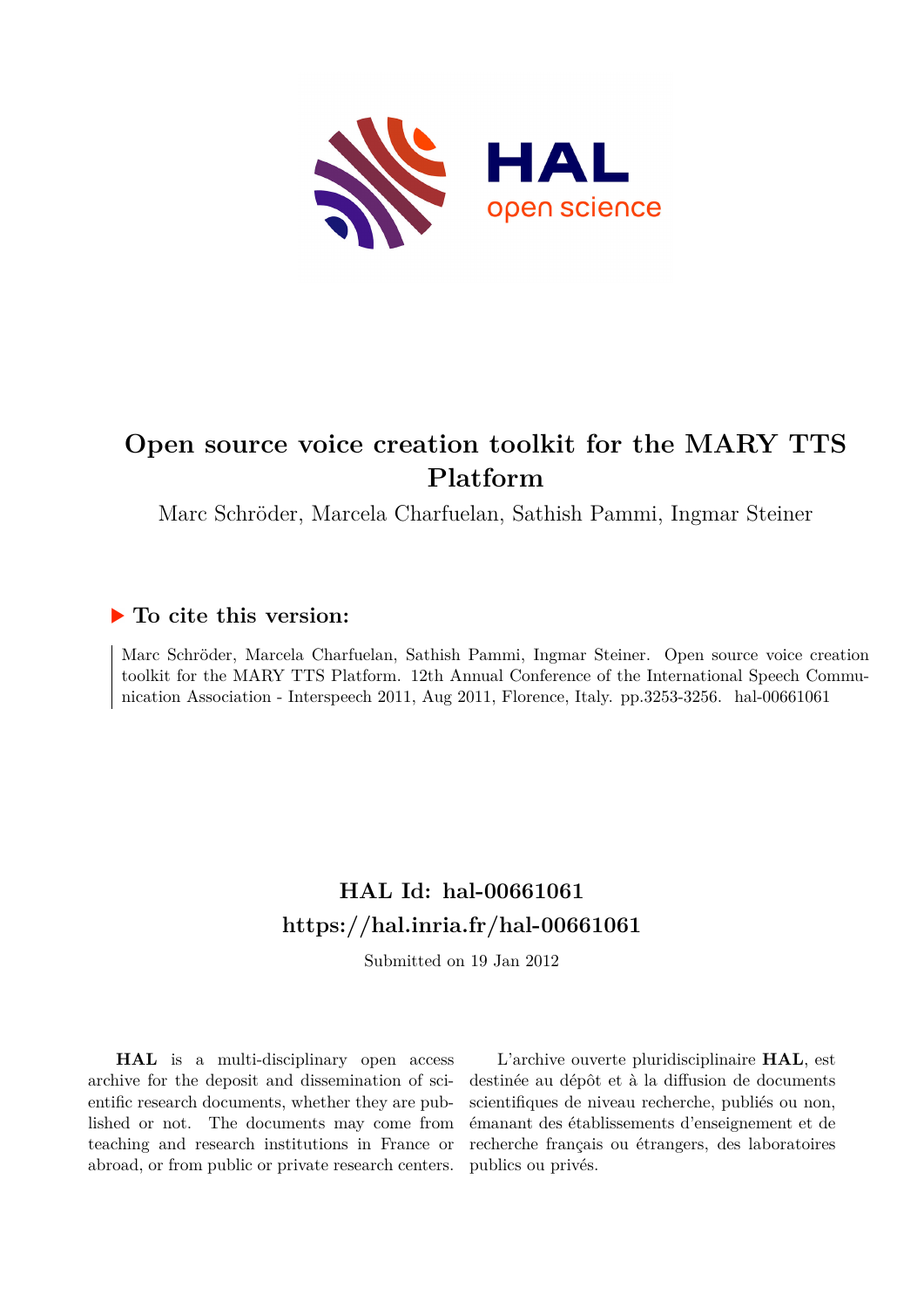HAL
open science

# Open source voice creation toolkit for the MARY TTS Platform

Marc Schröder, Marcela Charfuelan, Sathish Pammi, Ingmar Steiner

### ▶ To cite this version:

Marc Schröder, Marcela Charfuelan, Sathish Pammi, Ingmar Steiner. Open source voice creation toolkit for the MARY TTS Platform. 12th Annual Conference of the International Speech Communication Association - Interspeech 2011, Aug 2011, Florence, Italy. pp.3253-3256. hal-00661061

## HAL Id: hal-00661061
## https://hal.inria.fr/hal-00661061

Submitted on 19 Jan 2012

**HAL** is a multi-disciplinary open access archive for the deposit and dissemination of scientific research documents, whether they are published or not. The documents may come from teaching and research institutions in France or abroad, or from public or private research centers.

L'archive ouverte pluridisciplinaire **HAL**, est destinée au dépôt et à la diffusion de documents scientifiques de niveau recherche, publiés ou non, émanant des établissements d'enseignement et de recherche français ou étrangers, des laboratoires publics ou privés.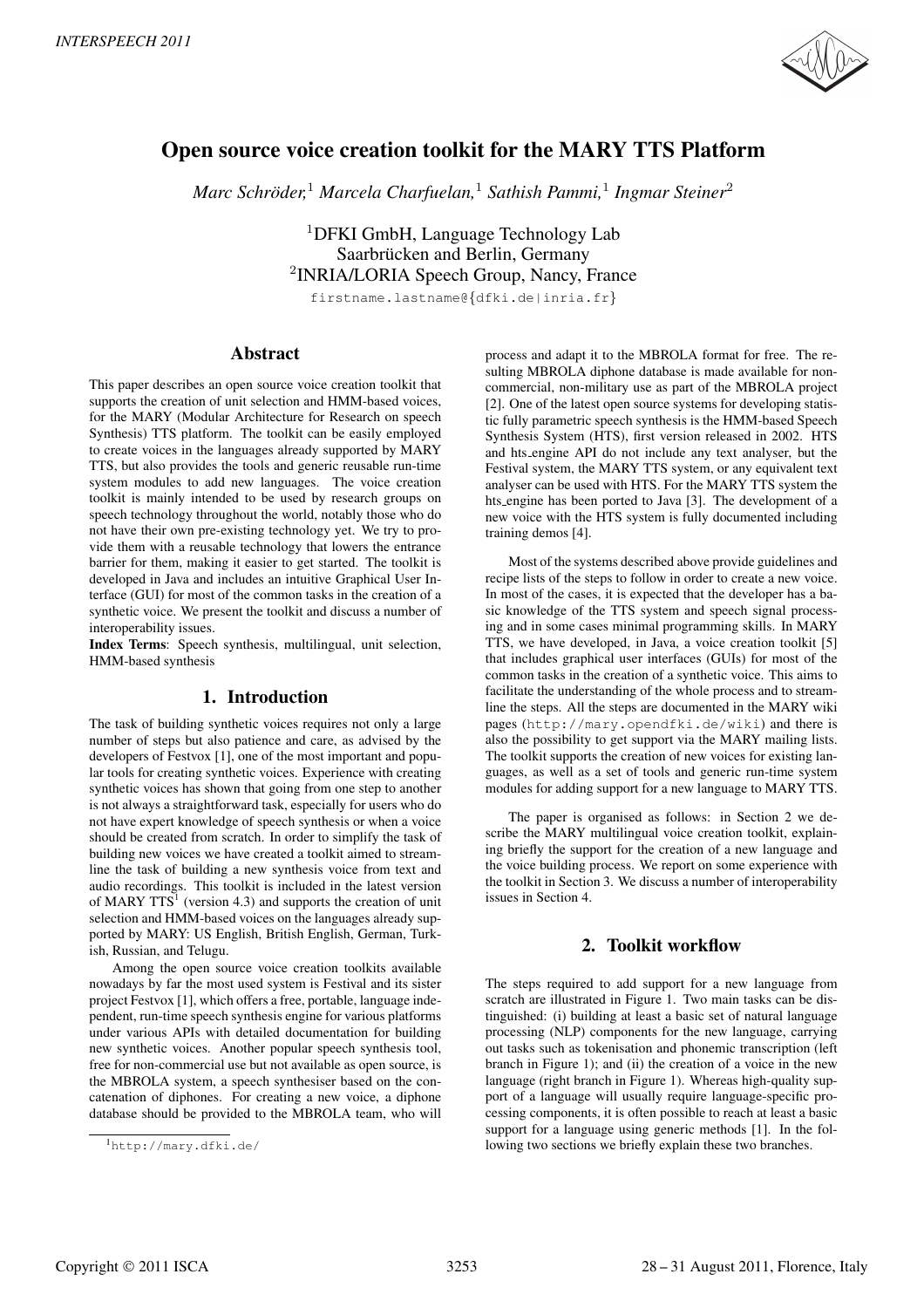# Open source voice creation toolkit for the MARY TTS Platform

*Marc Schröder,*[1] *Marcela Charfuelan,*[1] *Sathish Pammi,*[1] *Ingmar Steiner*[2]

[1]DFKI GmbH, Language Technology Lab
Saarbrücken and Berlin, Germany
[2]INRIA/LORIA Speech Group, Nancy, France

firstname.lastname@{dfki.de|inria.fr}

## Abstract

This paper describes an open source voice creation toolkit that supports the creation of unit selection and HMM-based voices, for the MARY (Modular Architecture for Research on speech Synthesis) TTS platform. The toolkit can be easily employed to create voices in the languages already supported by MARY TTS, but also provides the tools and generic reusable run-time system modules to add new languages. The voice creation toolkit is mainly intended to be used by research groups on speech technology throughout the world, notably those who do not have their own pre-existing technology yet. We try to provide them with a reusable technology that lowers the entrance barrier for them, making it easier to get started. The toolkit is developed in Java and includes an intuitive Graphical User Interface (GUI) for most of the common tasks in the creation of a synthetic voice. We present the toolkit and discuss a number of interoperability issues.

**Index Terms**: Speech synthesis, multilingual, unit selection, HMM-based synthesis

## 1. Introduction

The task of building synthetic voices requires not only a large number of steps but also patience and care, as advised by the developers of Festvox [1], one of the most important and popular tools for creating synthetic voices. Experience with creating synthetic voices has shown that going from one step to another is not always a straightforward task, especially for users who do not have expert knowledge of speech synthesis or when a voice should be created from scratch. In order to simplify the task of building new voices we have created a toolkit aimed to streamline the task of building a new synthesis voice from text and audio recordings. This toolkit is included in the latest version of MARY TTS[1] (version 4.3) and supports the creation of unit selection and HMM-based voices on the languages already supported by MARY: US English, British English, German, Turkish, Russian, and Telugu.

Among the open source voice creation toolkits available nowadays by far the most used system is Festival and its sister project Festvox [1], which offers a free, portable, language independent, run-time speech synthesis engine for various platforms under various APIs with detailed documentation for building new synthetic voices. Another popular speech synthesis tool, free for non-commercial use but not available as open source, is the MBROLA system, a speech synthesiser based on the concatenation of diphones. For creating a new voice, a diphone database should be provided to the MBROLA team, who will process and adapt it to the MBROLA format for free. The resulting MBROLA diphone database is made available for non-commercial, non-military use as part of the MBROLA project [2]. One of the latest open source systems for developing statistic fully parametric speech synthesis is the HMM-based Speech Synthesis System (HTS), first version released in 2002. HTS and hts_engine API do not include any text analyser, but the Festival system, the MARY TTS system, or any equivalent text analyser can be used with HTS. For the MARY TTS system the hts_engine has been ported to Java [3]. The development of a new voice with the HTS system is fully documented including training demos [4].

Most of the systems described above provide guidelines and recipe lists of the steps to follow in order to create a new voice. In most of the cases, it is expected that the developer has a basic knowledge of the TTS system and speech signal processing and in some cases minimal programming skills. In MARY TTS, we have developed, in Java, a voice creation toolkit [5] that includes graphical user interfaces (GUIs) for most of the common tasks in the creation of a synthetic voice. This aims to facilitate the understanding of the whole process and to streamline the steps. All the steps are documented in the MARY wiki pages (http://mary.opendfki.de/wiki) and there is also the possibility to get support via the MARY mailing lists. The toolkit supports the creation of new voices for existing languages, as well as a set of tools and generic run-time system modules for adding support for a new language to MARY TTS.

The paper is organised as follows: in Section 2 we describe the MARY multilingual voice creation toolkit, explaining briefly the support for the creation of a new language and the voice building process. We report on some experience with the toolkit in Section 3. We discuss a number of interoperability issues in Section 4.

[1]http://mary.dfki.de/

## 2. Toolkit workflow

The steps required to add support for a new language from scratch are illustrated in Figure 1. Two main tasks can be distinguished: (i) building at least a basic set of natural language processing (NLP) components for the new language, carrying out tasks such as tokenisation and phonemic transcription (left branch in Figure 1); and (ii) the creation of a voice in the new language (right branch in Figure 1). Whereas high-quality support of a language will usually require language-specific processing components, it is often possible to reach at least a basic support for a language using generic methods [1]. In the following two sections we briefly explain these two branches.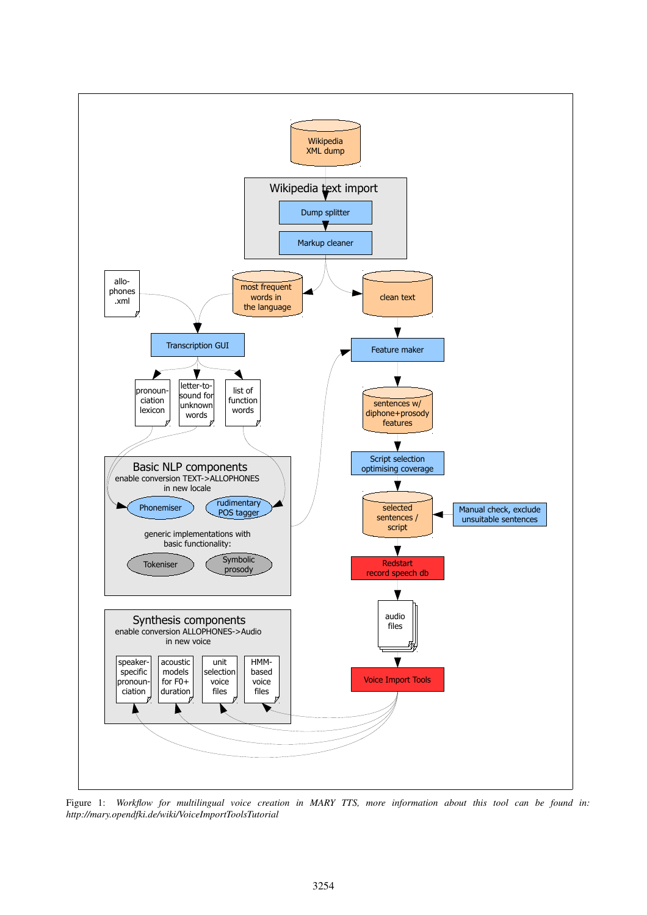Figure 1: *Workflow for multilingual voice creation in MARY TTS, more information about this tool can be found in: http://mary.opendfki.de/wiki/VoiceImportToolsTutorial*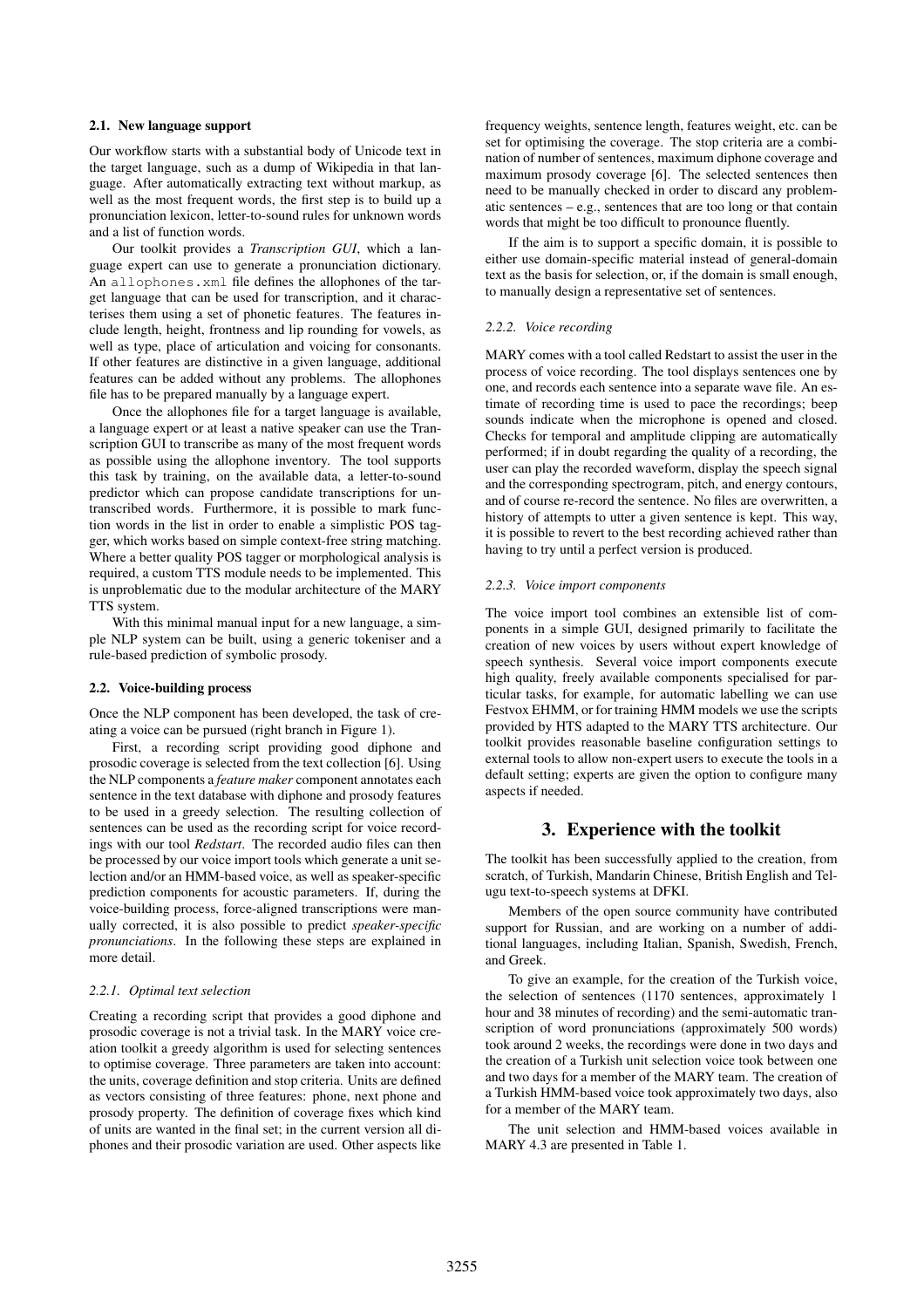### 2.1. New language support

Our workflow starts with a substantial body of Unicode text in the target language, such as a dump of Wikipedia in that language. After automatically extracting text without markup, as well as the most frequent words, the first step is to build up a pronunciation lexicon, letter-to-sound rules for unknown words and a list of function words.

Our toolkit provides a *Transcription GUI*, which a language expert can use to generate a pronunciation dictionary. An `allophones.xml` file defines the allophones of the target language that can be used for transcription, and it characterises them using a set of phonetic features. The features include length, height, frontness and lip rounding for vowels, as well as type, place of articulation and voicing for consonants. If other features are distinctive in a given language, additional features can be added without any problems. The allophones file has to be prepared manually by a language expert.

Once the allophones file for a target language is available, a language expert or at least a native speaker can use the Transcription GUI to transcribe as many of the most frequent words as possible using the allophone inventory. The tool supports this task by training, on the available data, a letter-to-sound predictor which can propose candidate transcriptions for untranscribed words. Furthermore, it is possible to mark function words in the list in order to enable a simplistic POS tagger, which works based on simple context-free string matching. Where a better quality POS tagger or morphological analysis is required, a custom TTS module needs to be implemented. This is unproblematic due to the modular architecture of the MARY TTS system.

With this minimal manual input for a new language, a simple NLP system can be built, using a generic tokeniser and a rule-based prediction of symbolic prosody.

### 2.2. Voice-building process

Once the NLP component has been developed, the task of creating a voice can be pursued (right branch in Figure 1).

First, a recording script providing good diphone and prosodic coverage is selected from the text collection [6]. Using the NLP components a *feature maker* component annotates each sentence in the text database with diphone and prosody features to be used in a greedy selection. The resulting collection of sentences can be used as the recording script for voice recordings with our tool *Redstart*. The recorded audio files can then be processed by our voice import tools which generate a unit selection and/or an HMM-based voice, as well as speaker-specific prediction components for acoustic parameters. If, during the voice-building process, force-aligned transcriptions were manually corrected, it is also possible to predict *speaker-specific pronunciations*. In the following these steps are explained in more detail.

#### 2.2.1. Optimal text selection

Creating a recording script that provides a good diphone and prosodic coverage is not a trivial task. In the MARY voice creation toolkit a greedy algorithm is used for selecting sentences to optimise coverage. Three parameters are taken into account: the units, coverage definition and stop criteria. Units are defined as vectors consisting of three features: phone, next phone and prosody property. The definition of coverage fixes which kind of units are wanted in the final set; in the current version all diphones and their prosodic variation are used. Other aspects like frequency weights, sentence length, features weight, etc. can be set for optimising the coverage. The stop criteria are a combination of number of sentences, maximum diphone coverage and maximum prosody coverage [6]. The selected sentences then need to be manually checked in order to discard any problematic sentences – e.g., sentences that are too long or that contain words that might be too difficult to pronounce fluently.

If the aim is to support a specific domain, it is possible to either use domain-specific material instead of general-domain text as the basis for selection, or, if the domain is small enough, to manually design a representative set of sentences.

#### 2.2.2. Voice recording

MARY comes with a tool called Redstart to assist the user in the process of voice recording. The tool displays sentences one by one, and records each sentence into a separate wave file. An estimate of recording time is used to pace the recordings; beep sounds indicate when the microphone is opened and closed. Checks for temporal and amplitude clipping are automatically performed; if in doubt regarding the quality of a recording, the user can play the recorded waveform, display the speech signal and the corresponding spectrogram, pitch, and energy contours, and of course re-record the sentence. No files are overwritten, a history of attempts to utter a given sentence is kept. This way, it is possible to revert to the best recording achieved rather than having to try until a perfect version is produced.

#### 2.2.3. Voice import components

The voice import tool combines an extensible list of components in a simple GUI, designed primarily to facilitate the creation of new voices by users without expert knowledge of speech synthesis. Several voice import components execute high quality, freely available components specialised for particular tasks, for example, for automatic labelling we can use Festvox EHMM, or for training HMM models we use the scripts provided by HTS adapted to the MARY TTS architecture. Our toolkit provides reasonable baseline configuration settings to external tools to allow non-expert users to execute the tools in a default setting; experts are given the option to configure many aspects if needed.

## 3. Experience with the toolkit

The toolkit has been successfully applied to the creation, from scratch, of Turkish, Mandarin Chinese, British English and Telugu text-to-speech systems at DFKI.

Members of the open source community have contributed support for Russian, and are working on a number of additional languages, including Italian, Spanish, Swedish, French, and Greek.

To give an example, for the creation of the Turkish voice, the selection of sentences (1170 sentences, approximately 1 hour and 38 minutes of recording) and the semi-automatic transcription of word pronunciations (approximately 500 words) took around 2 weeks, the recordings were done in two days and the creation of a Turkish unit selection voice took between one and two days for a member of the MARY team. The creation of a Turkish HMM-based voice took approximately two days, also for a member of the MARY team.

The unit selection and HMM-based voices available in MARY 4.3 are presented in Table 1.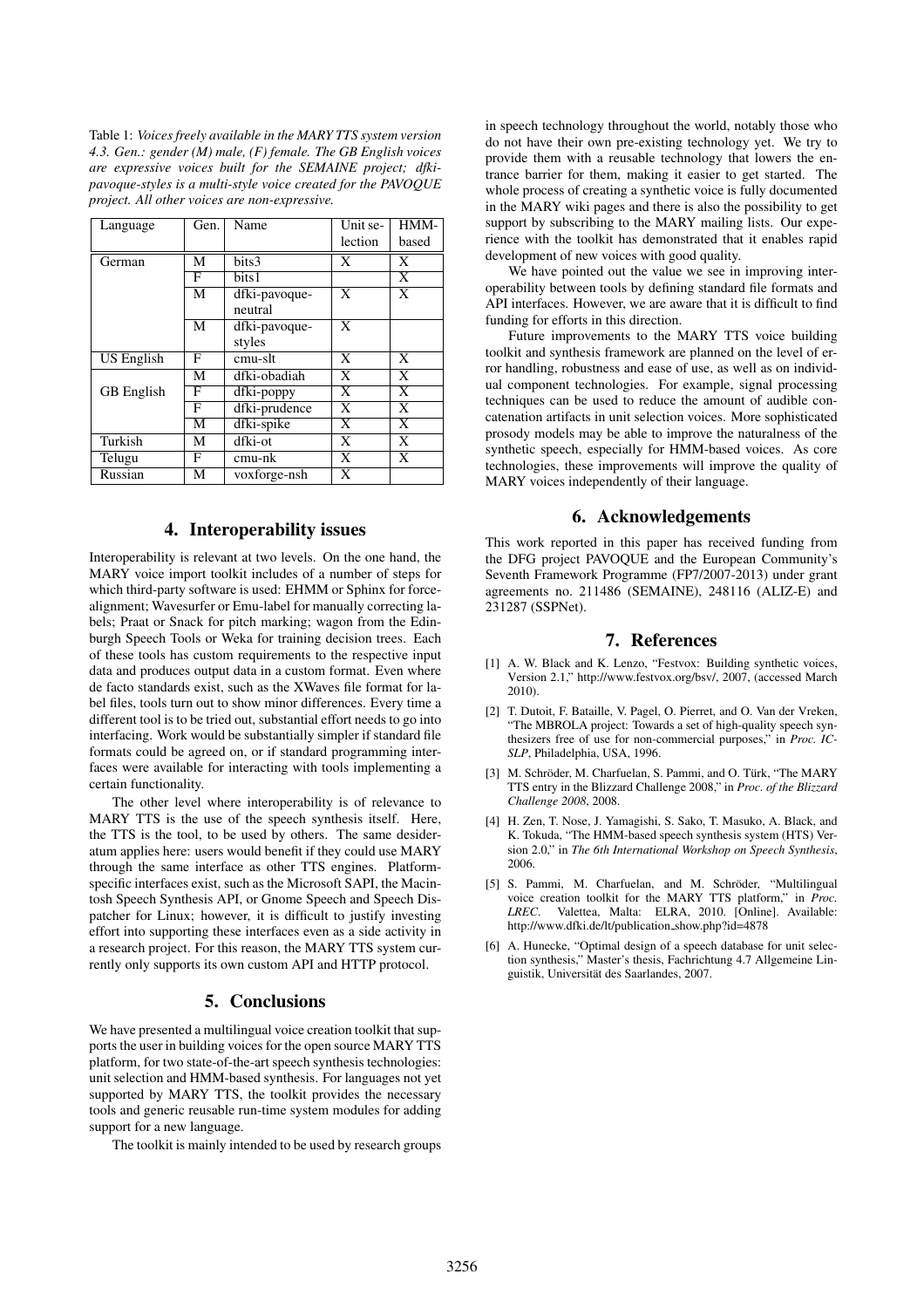Table 1: *Voices freely available in the MARY TTS system version 4.3. Gen.: gender (M) male, (F) female. The GB English voices are expressive voices built for the SEMAINE project; dfki-pavoque-styles is a multi-style voice created for the PAVOQUE project. All other voices are non-expressive.*

| Language | Gen. | Name | Unit selection | HMM-based |
|---|---|---|---|---|
| German | M | bits3 | X | X |
| | F | bits1 | | X |
| | M | dfki-pavoque-neutral | X | X |
| | M | dfki-pavoque-styles | X | |
| US English | F | cmu-slt | X | X |
| GB English | M | dfki-obadiah | X | X |
| | F | dfki-poppy | X | X |
| | F | dfki-prudence | X | X |
| | M | dfki-spike | X | X |
| Turkish | M | dfki-ot | X | X |
| Telugu | F | cmu-nk | X | X |
| Russian | M | voxforge-nsh | X | |

## 4. Interoperability issues

Interoperability is relevant at two levels. On the one hand, the MARY voice import toolkit includes of a number of steps for which third-party software is used: EHMM or Sphinx for force-alignment; Wavesurfer or Emu-label for manually correcting labels; Praat or Snack for pitch marking; wagon from the Edinburgh Speech Tools or Weka for training decision trees. Each of these tools has custom requirements to the respective input data and produces output data in a custom format. Even where de facto standards exist, such as the XWaves file format for label files, tools turn out to show minor differences. Every time a different tool is to be tried out, substantial effort needs to go into interfacing. Work would be substantially simpler if standard file formats could be agreed on, or if standard programming interfaces were available for interacting with tools implementing a certain functionality.

The other level where interoperability is of relevance to MARY TTS is the use of the speech synthesis itself. Here, the TTS is the tool, to be used by others. The same desideratum applies here: users would benefit if they could use MARY through the same interface as other TTS engines. Platform-specific interfaces exist, such as the Microsoft SAPI, the Macintosh Speech Synthesis API, or Gnome Speech and Speech Dispatcher for Linux; however, it is difficult to justify investing effort into supporting these interfaces even as a side activity in a research project. For this reason, the MARY TTS system currently only supports its own custom API and HTTP protocol.

## 5. Conclusions

We have presented a multilingual voice creation toolkit that supports the user in building voices for the open source MARY TTS platform, for two state-of-the-art speech synthesis technologies: unit selection and HMM-based synthesis. For languages not yet supported by MARY TTS, the toolkit provides the necessary tools and generic reusable run-time system modules for adding support for a new language.

The toolkit is mainly intended to be used by research groups in speech technology throughout the world, notably those who do not have their own pre-existing technology yet. We try to provide them with a reusable technology that lowers the entrance barrier for them, making it easier to get started. The whole process of creating a synthetic voice is fully documented in the MARY wiki pages and there is also the possibility to get support by subscribing to the MARY mailing lists. Our experience with the toolkit has demonstrated that it enables rapid development of new voices with good quality.

We have pointed out the value we see in improving interoperability between tools by defining standard file formats and API interfaces. However, we are aware that it is difficult to find funding for efforts in this direction.

Future improvements to the MARY TTS voice building toolkit and synthesis framework are planned on the level of error handling, robustness and ease of use, as well as on individual component technologies. For example, signal processing techniques can be used to reduce the amount of audible concatenation artifacts in unit selection voices. More sophisticated prosody models may be able to improve the naturalness of the synthetic speech, especially for HMM-based voices. As core technologies, these improvements will improve the quality of MARY voices independently of their language.

## 6. Acknowledgements

This work reported in this paper has received funding from the DFG project PAVOQUE and the European Community's Seventh Framework Programme (FP7/2007-2013) under grant agreements no. 211486 (SEMAINE), 248116 (ALIZ-E) and 231287 (SSPNet).

## 7. References

[1] A. W. Black and K. Lenzo, "Festvox: Building synthetic voices, Version 2.1," http://www.festvox.org/bsv/, 2007, (accessed March 2010).

[2] T. Dutoit, F. Bataille, V. Pagel, O. Pierret, and O. Van der Vreken, "The MBROLA project: Towards a set of high-quality speech synthesizers free of use for non-commercial purposes," in *Proc. ICSLP*, Philadelphia, USA, 1996.

[3] M. Schröder, M. Charfuelan, S. Pammi, and O. Türk, "The MARY TTS entry in the Blizzard Challenge 2008," in *Proc. of the Blizzard Challenge 2008*, 2008.

[4] H. Zen, T. Nose, J. Yamagishi, S. Sako, T. Masuko, A. Black, and K. Tokuda, "The HMM-based speech synthesis system (HTS) Version 2.0," in *The 6th International Workshop on Speech Synthesis*, 2006.

[5] S. Pammi, M. Charfuelan, and M. Schröder, "Multilingual voice creation toolkit for the MARY TTS platform," in *Proc. LREC*. Valettea, Malta: ELRA, 2010. [Online]. Available: http://www.dfki.de/lt/publication_show.php?id=4878

[6] A. Hunecke, "Optimal design of a speech database for unit selection synthesis," Master's thesis, Fachrichtung 4.7 Allgemeine Linguistik, Universität des Saarlandes, 2007.